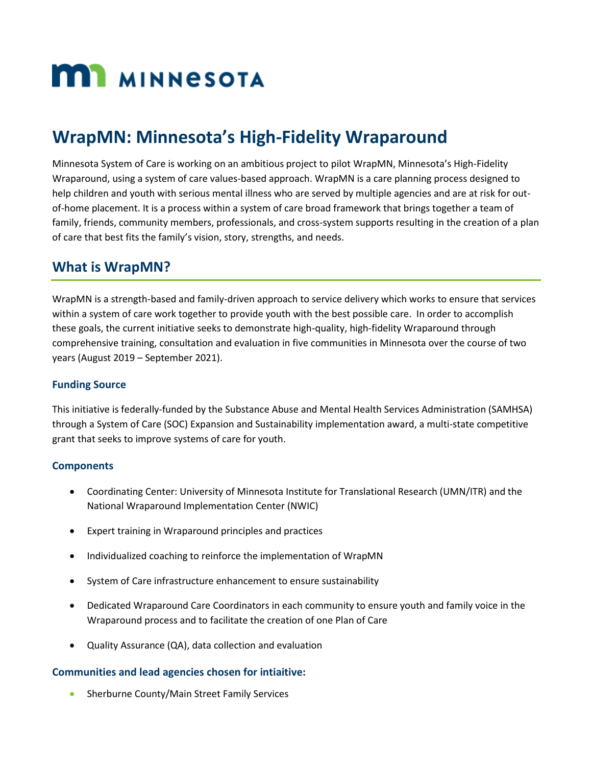MINNESOTA

# WrapMN: Minnesota's High-Fidelity Wraparound

Minnesota System of Care is working on an ambitious project to pilot WrapMN, Minnesota's High-Fidelity Wraparound, using a system of care values-based approach. WrapMN is a care planning process designed to help children and youth with serious mental illness who are served by multiple agencies and are at risk for out-of-home placement. It is a process within a system of care broad framework that brings together a team of family, friends, community members, professionals, and cross-system supports resulting in the creation of a plan of care that best fits the family's vision, story, strengths, and needs.

## What is WrapMN?

WrapMN is a strength-based and family-driven approach to service delivery which works to ensure that services within a system of care work together to provide youth with the best possible care. In order to accomplish these goals, the current initiative seeks to demonstrate high-quality, high-fidelity Wraparound through comprehensive training, consultation and evaluation in five communities in Minnesota over the course of two years (August 2019 – September 2021).

### Funding Source

This initiative is federally-funded by the Substance Abuse and Mental Health Services Administration (SAMHSA) through a System of Care (SOC) Expansion and Sustainability implementation award, a multi-state competitive grant that seeks to improve systems of care for youth.

### Components

- Coordinating Center: University of Minnesota Institute for Translational Research (UMN/ITR) and the National Wraparound Implementation Center (NWIC)
- Expert training in Wraparound principles and practices
- Individualized coaching to reinforce the implementation of WrapMN
- System of Care infrastructure enhancement to ensure sustainability
- Dedicated Wraparound Care Coordinators in each community to ensure youth and family voice in the Wraparound process and to facilitate the creation of one Plan of Care
- Quality Assurance (QA), data collection and evaluation

### Communities and lead agencies chosen for intiaitive:

- Sherburne County/Main Street Family Services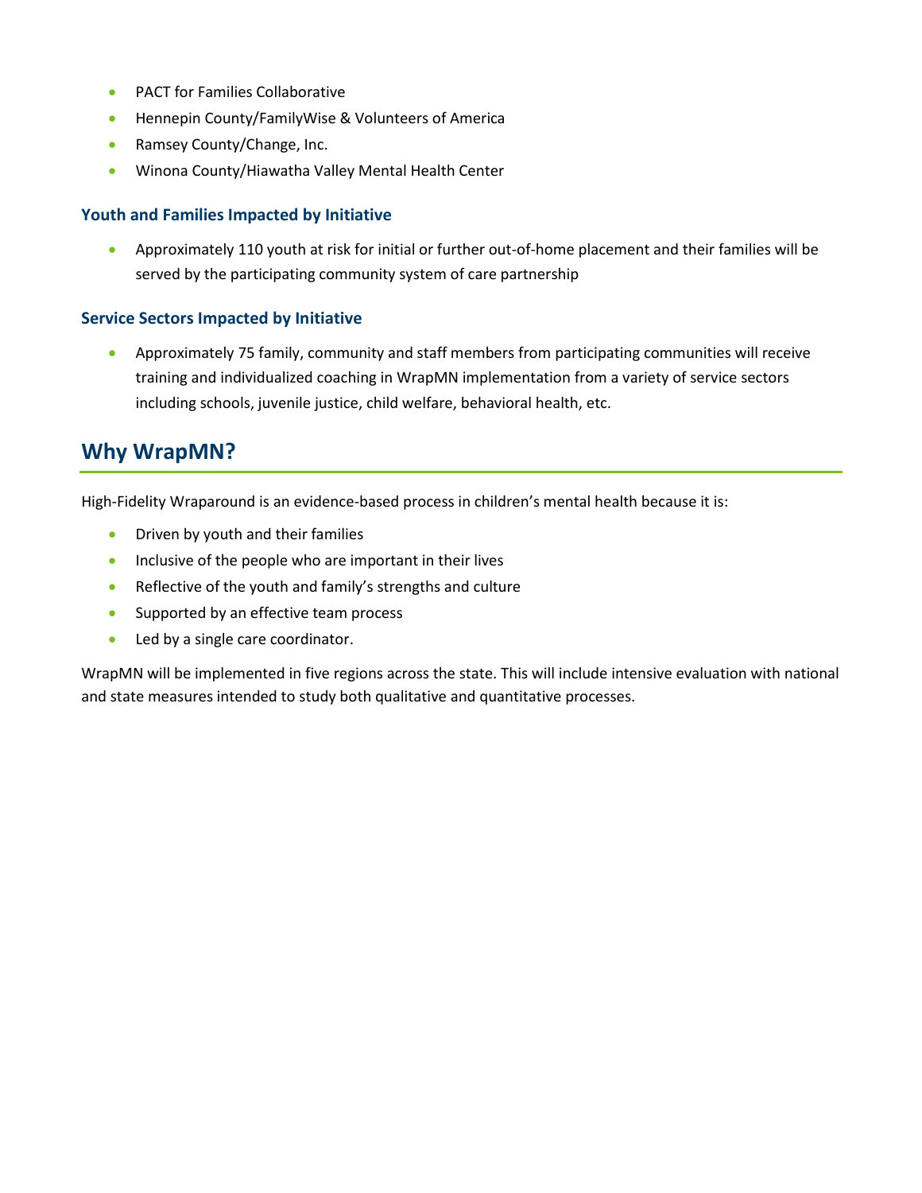- PACT for Families Collaborative
- Hennepin County/FamilyWise & Volunteers of America
- Ramsey County/Change, Inc.
- Winona County/Hiawatha Valley Mental Health Center

### Youth and Families Impacted by Initiative

- Approximately 110 youth at risk for initial or further out-of-home placement and their families will be served by the participating community system of care partnership

### Service Sectors Impacted by Initiative

- Approximately 75 family, community and staff members from participating communities will receive training and individualized coaching in WrapMN implementation from a variety of service sectors including schools, juvenile justice, child welfare, behavioral health, etc.

## Why WrapMN?

High-Fidelity Wraparound is an evidence-based process in children's mental health because it is:

- Driven by youth and their families
- Inclusive of the people who are important in their lives
- Reflective of the youth and family's strengths and culture
- Supported by an effective team process
- Led by a single care coordinator.

WrapMN will be implemented in five regions across the state. This will include intensive evaluation with national and state measures intended to study both qualitative and quantitative processes.